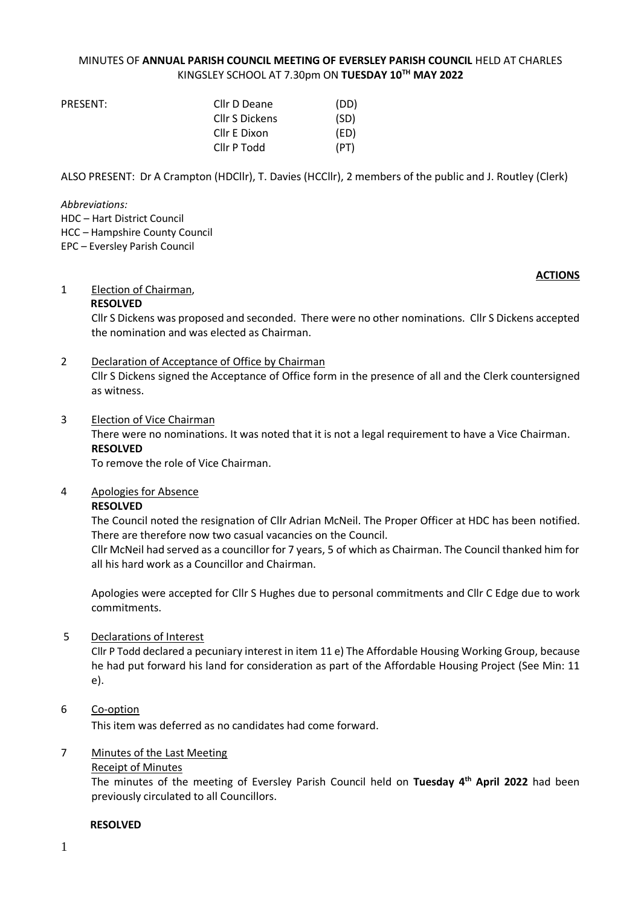MINUTES OF **ANNUAL PARISH COUNCIL MEETING OF EVERSLEY PARISH COUNCIL** HELD AT CHARLES KINGSLEY SCHOOL AT 7.30pm ON **TUESDAY 10TH MAY 2022**

| PRESENT: | | |
|---|---|---|
| | Cllr D Deane | (DD) |
| | Cllr S Dickens | (SD) |
| | Cllr E Dixon | (ED) |
| | Cllr P Todd | (PT) |

ALSO PRESENT: Dr A Crampton (HDCllr), T. Davies (HCCllr), 2 members of the public and J. Routley (Clerk)

*Abbreviations:*
HDC – Hart District Council
HCC – Hampshire County Council
EPC – Eversley Parish Council

**ACTIONS**

1 Election of Chairman,

**RESOLVED**

Cllr S Dickens was proposed and seconded. There were no other nominations. Cllr S Dickens accepted the nomination and was elected as Chairman.

2 Declaration of Acceptance of Office by Chairman

Cllr S Dickens signed the Acceptance of Office form in the presence of all and the Clerk countersigned as witness.

3 Election of Vice Chairman

There were no nominations. It was noted that it is not a legal requirement to have a Vice Chairman.

**RESOLVED**

To remove the role of Vice Chairman.

4 Apologies for Absence

**RESOLVED**

The Council noted the resignation of Cllr Adrian McNeil. The Proper Officer at HDC has been notified. There are therefore now two casual vacancies on the Council.

Cllr McNeil had served as a councillor for 7 years, 5 of which as Chairman. The Council thanked him for all his hard work as a Councillor and Chairman.

Apologies were accepted for Cllr S Hughes due to personal commitments and Cllr C Edge due to work commitments.

5 Declarations of Interest

Cllr P Todd declared a pecuniary interest in item 11 e) The Affordable Housing Working Group, because he had put forward his land for consideration as part of the Affordable Housing Project (See Min: 11 e).

6 Co-option

This item was deferred as no candidates had come forward.

7 Minutes of the Last Meeting

Receipt of Minutes

The minutes of the meeting of Eversley Parish Council held on **Tuesday 4th April 2022** had been previously circulated to all Councillors.

**RESOLVED**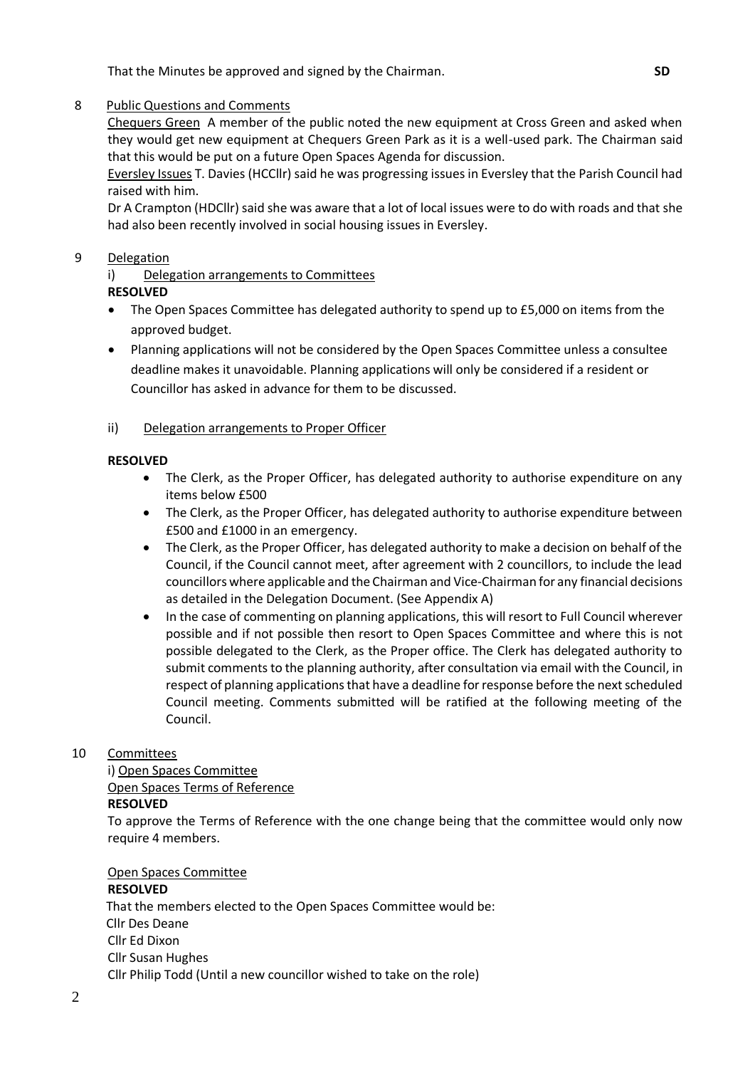That the Minutes be approved and signed by the Chairman. **SD**

8 Public Questions and Comments

Chequers Green A member of the public noted the new equipment at Cross Green and asked when they would get new equipment at Chequers Green Park as it is a well-used park. The Chairman said that this would be put on a future Open Spaces Agenda for discussion.

Eversley Issues T. Davies (HCCllr) said he was progressing issues in Eversley that the Parish Council had raised with him.

Dr A Crampton (HDCllr) said she was aware that a lot of local issues were to do with roads and that she had also been recently involved in social housing issues in Eversley.

9 Delegation

i) Delegation arrangements to Committees

**RESOLVED**

- The Open Spaces Committee has delegated authority to spend up to £5,000 on items from the approved budget.
- Planning applications will not be considered by the Open Spaces Committee unless a consultee deadline makes it unavoidable. Planning applications will only be considered if a resident or Councillor has asked in advance for them to be discussed.

ii) Delegation arrangements to Proper Officer

**RESOLVED**

- The Clerk, as the Proper Officer, has delegated authority to authorise expenditure on any items below £500
- The Clerk, as the Proper Officer, has delegated authority to authorise expenditure between £500 and £1000 in an emergency.
- The Clerk, as the Proper Officer, has delegated authority to make a decision on behalf of the Council, if the Council cannot meet, after agreement with 2 councillors, to include the lead councillors where applicable and the Chairman and Vice-Chairman for any financial decisions as detailed in the Delegation Document. (See Appendix A)
- In the case of commenting on planning applications, this will resort to Full Council wherever possible and if not possible then resort to Open Spaces Committee and where this is not possible delegated to the Clerk, as the Proper office. The Clerk has delegated authority to submit comments to the planning authority, after consultation via email with the Council, in respect of planning applications that have a deadline for response before the next scheduled Council meeting. Comments submitted will be ratified at the following meeting of the Council.

10 Committees

i) Open Spaces Committee

Open Spaces Terms of Reference

**RESOLVED**

To approve the Terms of Reference with the one change being that the committee would only now require 4 members.

Open Spaces Committee

**RESOLVED**

That the members elected to the Open Spaces Committee would be:

Cllr Des Deane

Cllr Ed Dixon

Cllr Susan Hughes

Cllr Philip Todd (Until a new councillor wished to take on the role)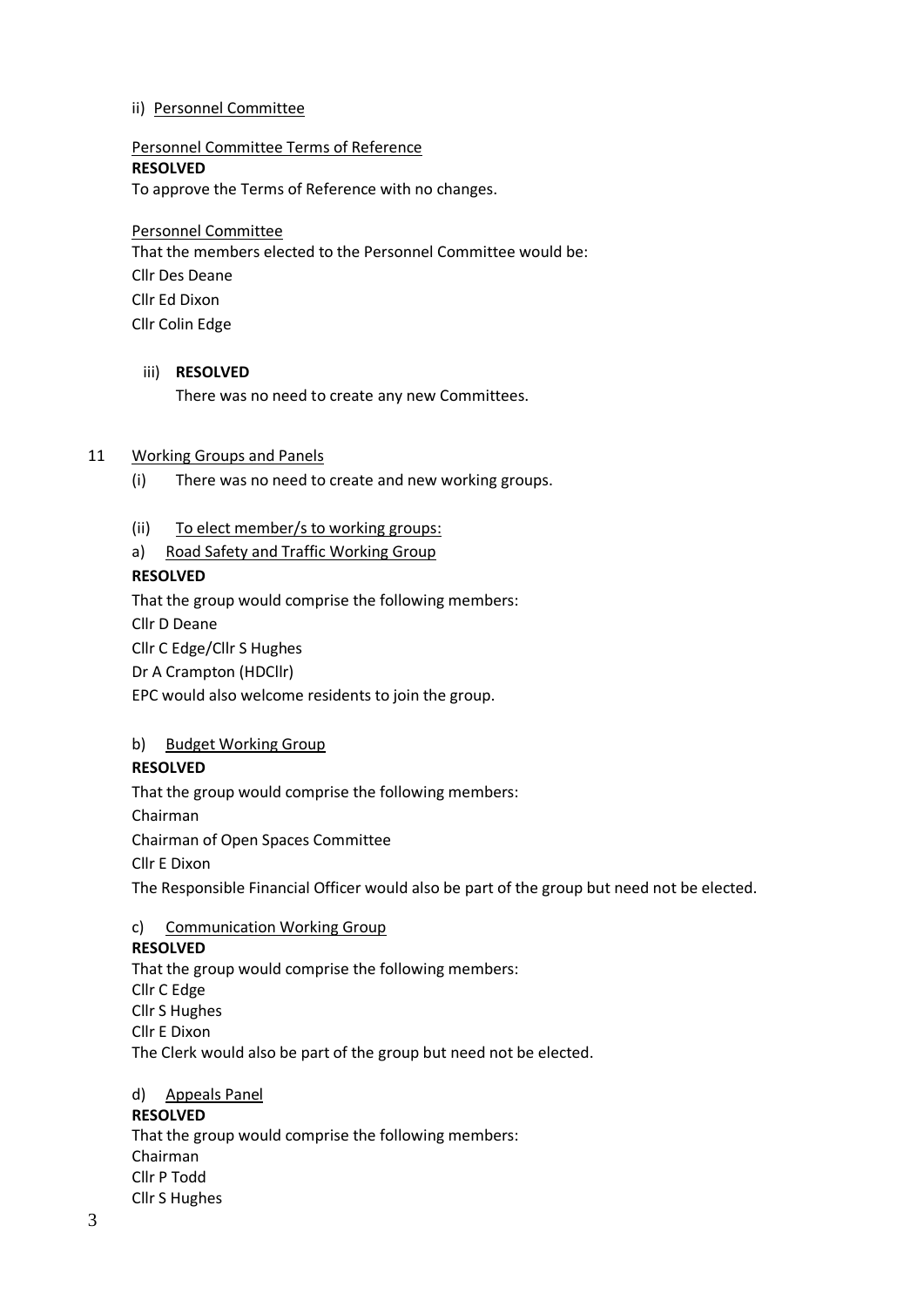ii) Personnel Committee

Personnel Committee Terms of Reference

**RESOLVED**

To approve the Terms of Reference with no changes.

Personnel Committee

That the members elected to the Personnel Committee would be:

Cllr Des Deane

Cllr Ed Dixon

Cllr Colin Edge

iii) **RESOLVED**

There was no need to create any new Committees.

11 Working Groups and Panels

(i) There was no need to create and new working groups.

(ii) To elect member/s to working groups:

a) Road Safety and Traffic Working Group

**RESOLVED**

That the group would comprise the following members:

Cllr D Deane

Cllr C Edge/Cllr S Hughes

Dr A Crampton (HDCllr)

EPC would also welcome residents to join the group.

b) Budget Working Group

**RESOLVED**

That the group would comprise the following members:

Chairman

Chairman of Open Spaces Committee

Cllr E Dixon

The Responsible Financial Officer would also be part of the group but need not be elected.

c) Communication Working Group

**RESOLVED**

That the group would comprise the following members:

Cllr C Edge

Cllr S Hughes

Cllr E Dixon

The Clerk would also be part of the group but need not be elected.

d) Appeals Panel

**RESOLVED**

That the group would comprise the following members:

Chairman

Cllr P Todd

Cllr S Hughes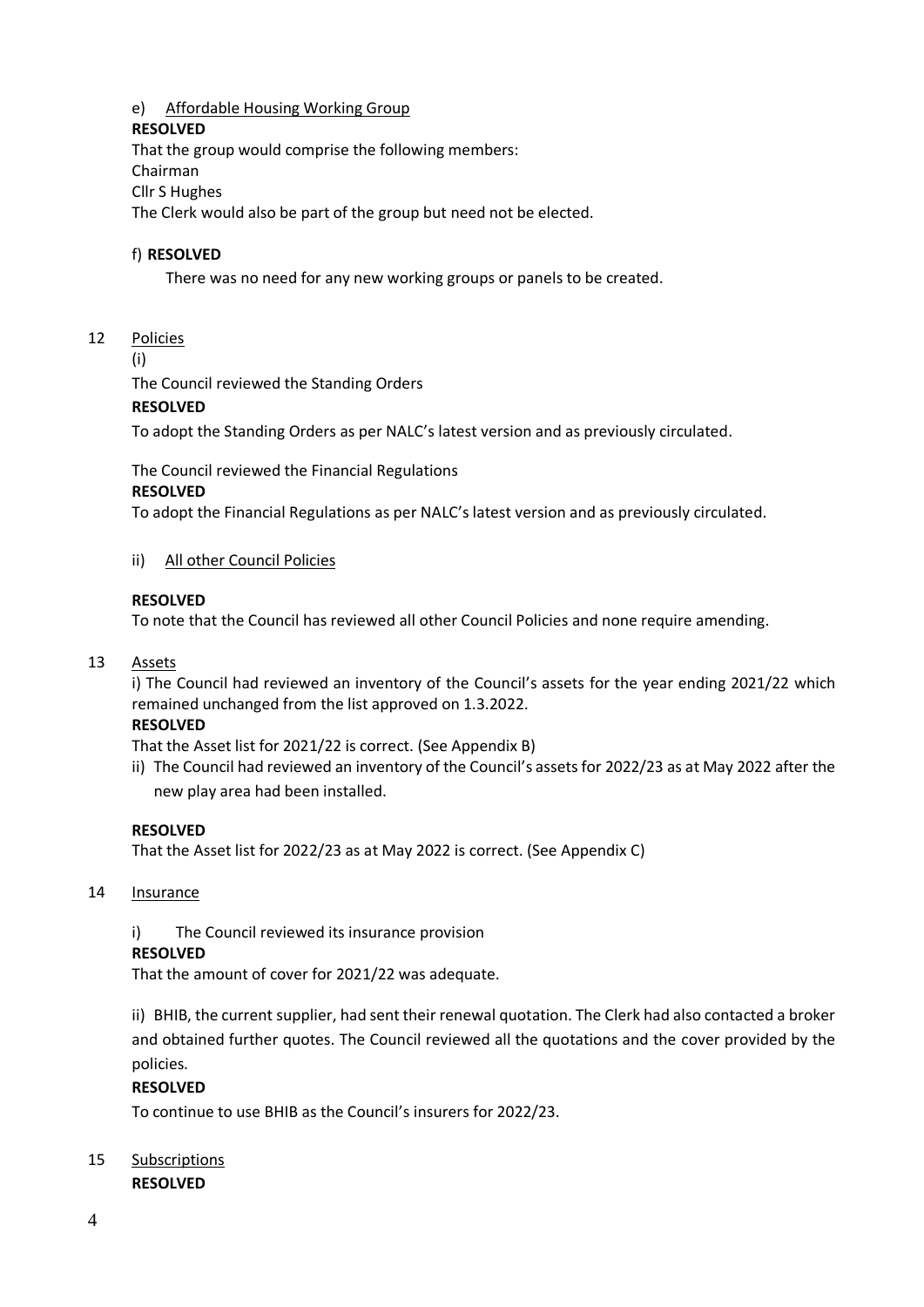e) Affordable Housing Working Group

**RESOLVED**

That the group would comprise the following members:
Chairman
Cllr S Hughes
The Clerk would also be part of the group but need not be elected.

f) **RESOLVED**

There was no need for any new working groups or panels to be created.

12 Policies

(i)

The Council reviewed the Standing Orders

**RESOLVED**

To adopt the Standing Orders as per NALC's latest version and as previously circulated.

The Council reviewed the Financial Regulations

**RESOLVED**

To adopt the Financial Regulations as per NALC's latest version and as previously circulated.

ii) All other Council Policies

**RESOLVED**

To note that the Council has reviewed all other Council Policies and none require amending.

13 Assets

i) The Council had reviewed an inventory of the Council's assets for the year ending 2021/22 which remained unchanged from the list approved on 1.3.2022.

**RESOLVED**

That the Asset list for 2021/22 is correct. (See Appendix B)

ii) The Council had reviewed an inventory of the Council's assets for 2022/23 as at May 2022 after the new play area had been installed.

**RESOLVED**

That the Asset list for 2022/23 as at May 2022 is correct. (See Appendix C)

14 Insurance

i) The Council reviewed its insurance provision

**RESOLVED**

That the amount of cover for 2021/22 was adequate.

ii) BHIB, the current supplier, had sent their renewal quotation. The Clerk had also contacted a broker and obtained further quotes. The Council reviewed all the quotations and the cover provided by the policies.

**RESOLVED**

To continue to use BHIB as the Council's insurers for 2022/23.

15 Subscriptions

**RESOLVED**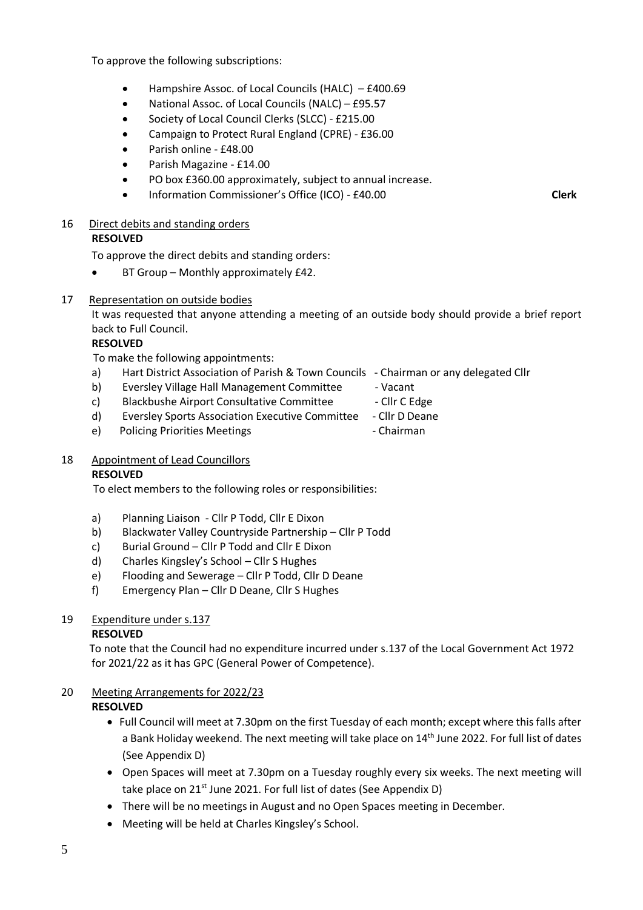To approve the following subscriptions:

- Hampshire Assoc. of Local Councils (HALC) – £400.69
- National Assoc. of Local Councils (NALC) – £95.57
- Society of Local Council Clerks (SLCC) - £215.00
- Campaign to Protect Rural England (CPRE) - £36.00
- Parish online - £48.00
- Parish Magazine - £14.00
- PO box £360.00 approximately, subject to annual increase.
- Information Commissioner's Office (ICO) - £40.00 **Clerk**

16 Direct debits and standing orders

**RESOLVED**

To approve the direct debits and standing orders:

- BT Group – Monthly approximately £42.

17 Representation on outside bodies

It was requested that anyone attending a meeting of an outside body should provide a brief report back to Full Council.

**RESOLVED**

To make the following appointments:

a) Hart District Association of Parish & Town Councils - Chairman or any delegated Cllr
b) Eversley Village Hall Management Committee - Vacant
c) Blackbushe Airport Consultative Committee - Cllr C Edge
d) Eversley Sports Association Executive Committee - Cllr D Deane
e) Policing Priorities Meetings - Chairman

18 Appointment of Lead Councillors

**RESOLVED**

To elect members to the following roles or responsibilities:

a) Planning Liaison - Cllr P Todd, Cllr E Dixon
b) Blackwater Valley Countryside Partnership – Cllr P Todd
c) Burial Ground – Cllr P Todd and Cllr E Dixon
d) Charles Kingsley's School – Cllr S Hughes
e) Flooding and Sewerage – Cllr P Todd, Cllr D Deane
f) Emergency Plan – Cllr D Deane, Cllr S Hughes

19 Expenditure under s.137

**RESOLVED**

To note that the Council had no expenditure incurred under s.137 of the Local Government Act 1972 for 2021/22 as it has GPC (General Power of Competence).

20 Meeting Arrangements for 2022/23

**RESOLVED**

- Full Council will meet at 7.30pm on the first Tuesday of each month; except where this falls after a Bank Holiday weekend. The next meeting will take place on 14th June 2022. For full list of dates (See Appendix D)
- Open Spaces will meet at 7.30pm on a Tuesday roughly every six weeks. The next meeting will take place on 21st June 2021. For full list of dates (See Appendix D)
- There will be no meetings in August and no Open Spaces meeting in December.
- Meeting will be held at Charles Kingsley's School.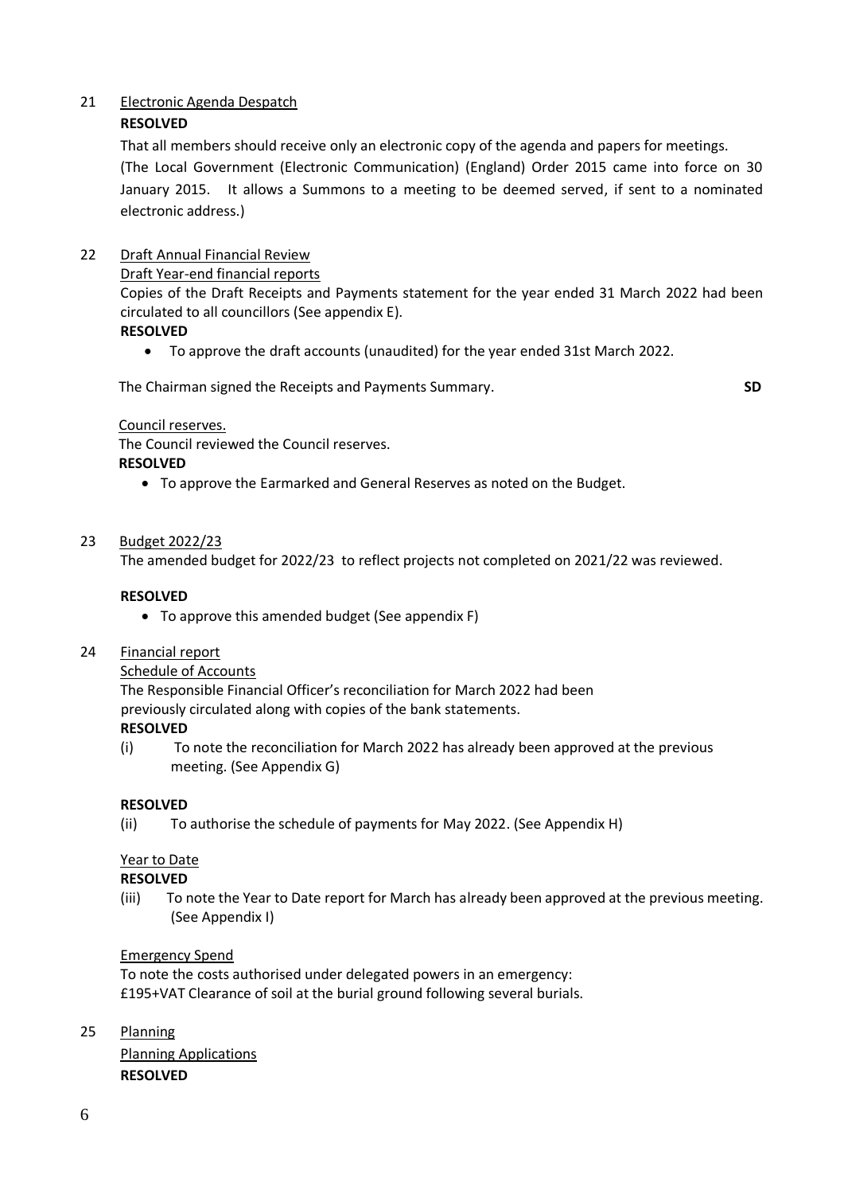21 Electronic Agenda Despatch

**RESOLVED**

That all members should receive only an electronic copy of the agenda and papers for meetings.

(The Local Government (Electronic Communication) (England) Order 2015 came into force on 30 January 2015. It allows a Summons to a meeting to be deemed served, if sent to a nominated electronic address.)

22 Draft Annual Financial Review

Draft Year-end financial reports

Copies of the Draft Receipts and Payments statement for the year ended 31 March 2022 had been circulated to all councillors (See appendix E).

**RESOLVED**

- To approve the draft accounts (unaudited) for the year ended 31st March 2022.

The Chairman signed the Receipts and Payments Summary. **SD**

Council reserves.

The Council reviewed the Council reserves.

**RESOLVED**

- To approve the Earmarked and General Reserves as noted on the Budget.

23 Budget 2022/23

The amended budget for 2022/23 to reflect projects not completed on 2021/22 was reviewed.

**RESOLVED**

- To approve this amended budget (See appendix F)

24 Financial report

Schedule of Accounts

The Responsible Financial Officer's reconciliation for March 2022 had been previously circulated along with copies of the bank statements.

**RESOLVED**

(i) To note the reconciliation for March 2022 has already been approved at the previous meeting. (See Appendix G)

**RESOLVED**

(ii) To authorise the schedule of payments for May 2022. (See Appendix H)

Year to Date

**RESOLVED**

(iii) To note the Year to Date report for March has already been approved at the previous meeting. (See Appendix I)

Emergency Spend

To note the costs authorised under delegated powers in an emergency:
£195+VAT Clearance of soil at the burial ground following several burials.

25 Planning

Planning Applications

**RESOLVED**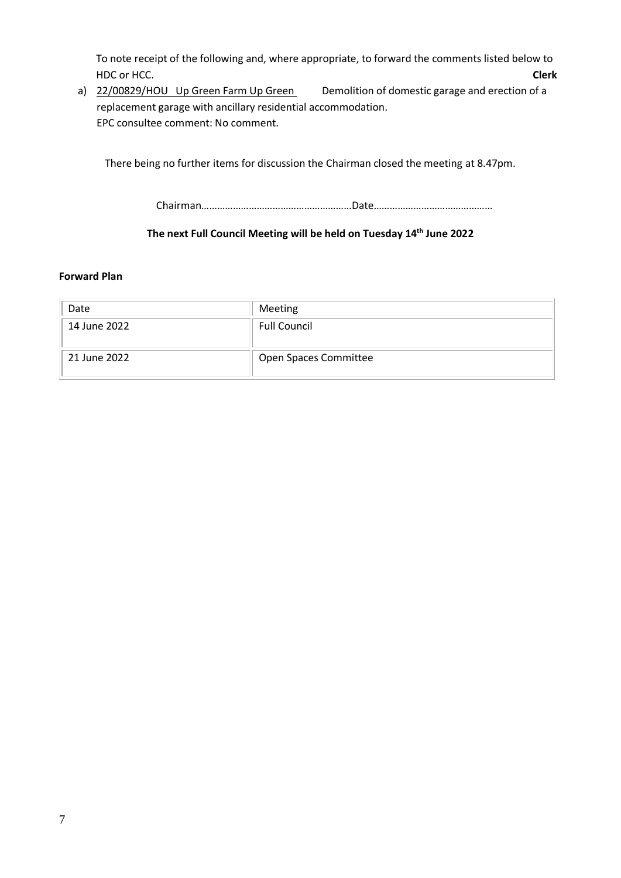To note receipt of the following and, where appropriate, to forward the comments listed below to HDC or HCC. **Clerk**

a) 22/00829/HOU Up Green Farm Up Green Demolition of domestic garage and erection of a replacement garage with ancillary residential accommodation.
EPC consultee comment: No comment.

There being no further items for discussion the Chairman closed the meeting at 8.47pm.

Chairman…………………………………………………Date………………………………………

**The next Full Council Meeting will be held on Tuesday 14th June 2022**

**Forward Plan**

| Date | Meeting |
|---|---|
| 14 June 2022 | Full Council |
| 21 June 2022 | Open Spaces Committee |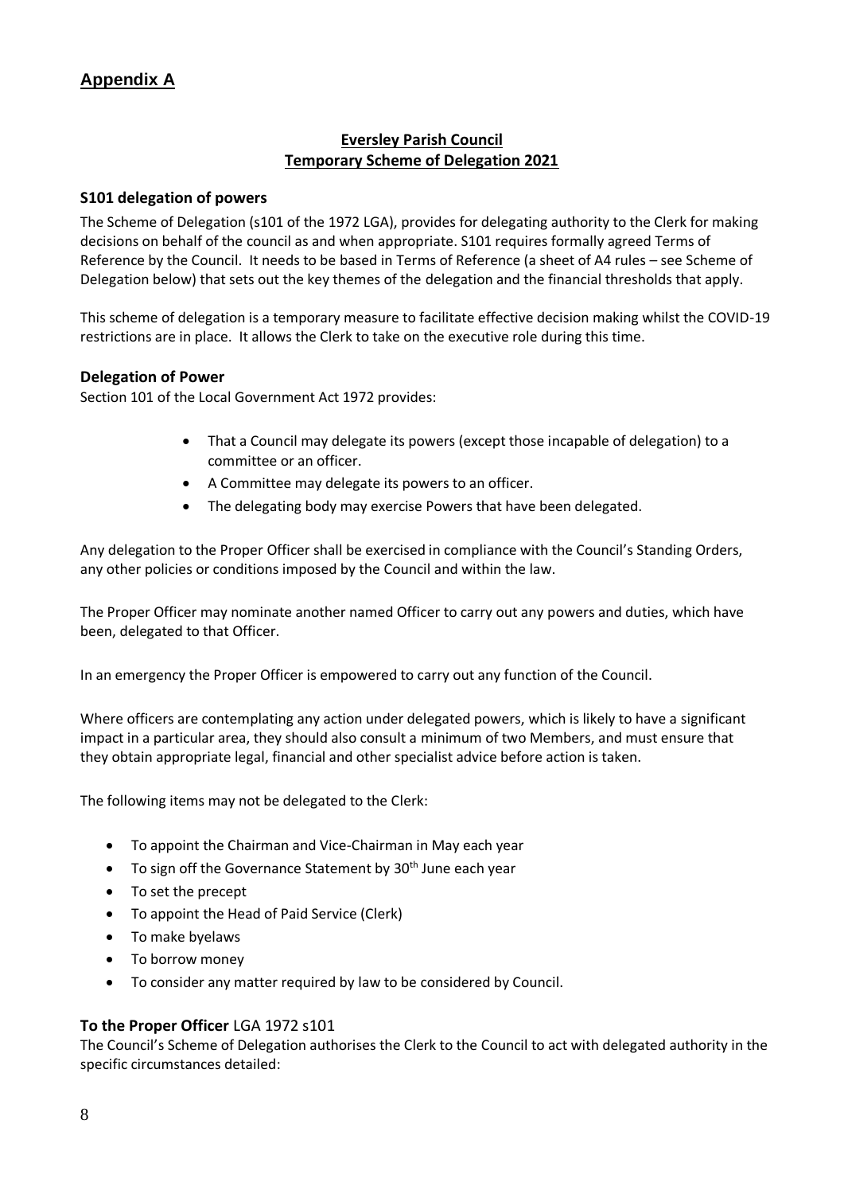## Appendix A

### Eversley Parish Council
### Temporary Scheme of Delegation 2021

### S101 delegation of powers

The Scheme of Delegation (s101 of the 1972 LGA), provides for delegating authority to the Clerk for making decisions on behalf of the council as and when appropriate. S101 requires formally agreed Terms of Reference by the Council. It needs to be based in Terms of Reference (a sheet of A4 rules – see Scheme of Delegation below) that sets out the key themes of the delegation and the financial thresholds that apply.

This scheme of delegation is a temporary measure to facilitate effective decision making whilst the COVID-19 restrictions are in place. It allows the Clerk to take on the executive role during this time.

### Delegation of Power

Section 101 of the Local Government Act 1972 provides:

- That a Council may delegate its powers (except those incapable of delegation) to a committee or an officer.
- A Committee may delegate its powers to an officer.
- The delegating body may exercise Powers that have been delegated.

Any delegation to the Proper Officer shall be exercised in compliance with the Council's Standing Orders, any other policies or conditions imposed by the Council and within the law.

The Proper Officer may nominate another named Officer to carry out any powers and duties, which have been, delegated to that Officer.

In an emergency the Proper Officer is empowered to carry out any function of the Council.

Where officers are contemplating any action under delegated powers, which is likely to have a significant impact in a particular area, they should also consult a minimum of two Members, and must ensure that they obtain appropriate legal, financial and other specialist advice before action is taken.

The following items may not be delegated to the Clerk:

- To appoint the Chairman and Vice-Chairman in May each year
- To sign off the Governance Statement by 30th June each year
- To set the precept
- To appoint the Head of Paid Service (Clerk)
- To make byelaws
- To borrow money
- To consider any matter required by law to be considered by Council.

### To the Proper Officer LGA 1972 s101

The Council's Scheme of Delegation authorises the Clerk to the Council to act with delegated authority in the specific circumstances detailed: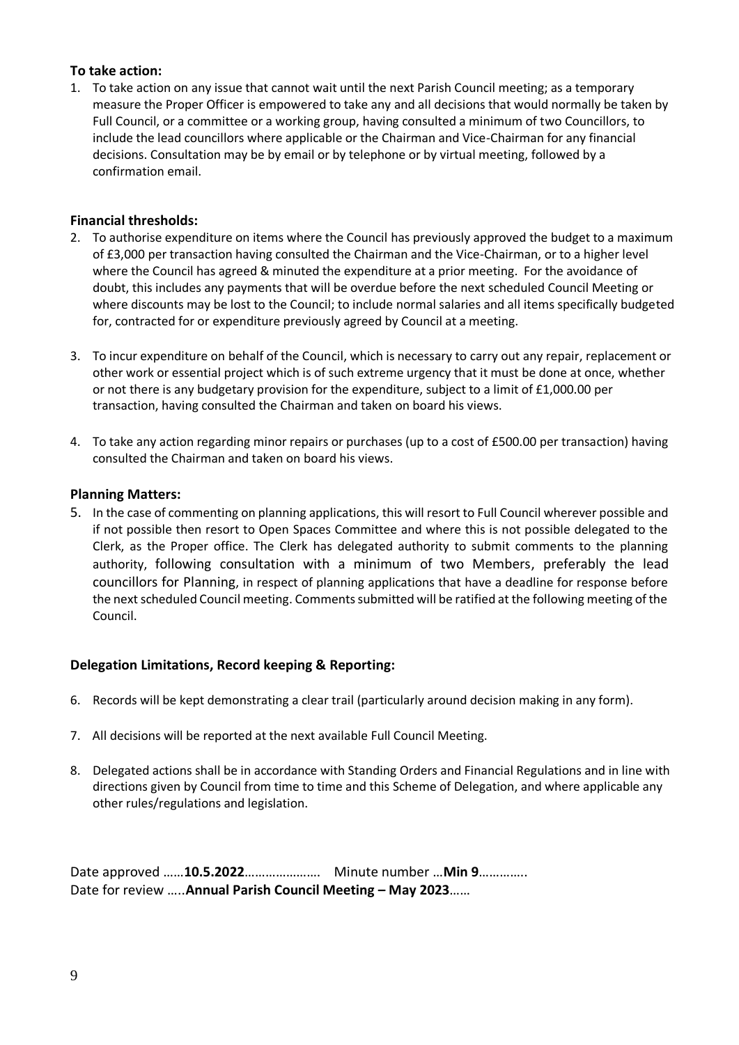**To take action:**

1. To take action on any issue that cannot wait until the next Parish Council meeting; as a temporary measure the Proper Officer is empowered to take any and all decisions that would normally be taken by Full Council, or a committee or a working group, having consulted a minimum of two Councillors, to include the lead councillors where applicable or the Chairman and Vice-Chairman for any financial decisions. Consultation may be by email or by telephone or by virtual meeting, followed by a confirmation email.

**Financial thresholds:**

2. To authorise expenditure on items where the Council has previously approved the budget to a maximum of £3,000 per transaction having consulted the Chairman and the Vice-Chairman, or to a higher level where the Council has agreed & minuted the expenditure at a prior meeting. For the avoidance of doubt, this includes any payments that will be overdue before the next scheduled Council Meeting or where discounts may be lost to the Council; to include normal salaries and all items specifically budgeted for, contracted for or expenditure previously agreed by Council at a meeting.

3. To incur expenditure on behalf of the Council, which is necessary to carry out any repair, replacement or other work or essential project which is of such extreme urgency that it must be done at once, whether or not there is any budgetary provision for the expenditure, subject to a limit of £1,000.00 per transaction, having consulted the Chairman and taken on board his views.

4. To take any action regarding minor repairs or purchases (up to a cost of £500.00 per transaction) having consulted the Chairman and taken on board his views.

**Planning Matters:**

5. In the case of commenting on planning applications, this will resort to Full Council wherever possible and if not possible then resort to Open Spaces Committee and where this is not possible delegated to the Clerk, as the Proper office. The Clerk has delegated authority to submit comments to the planning authority, following consultation with a minimum of two Members, preferably the lead councillors for Planning, in respect of planning applications that have a deadline for response before the next scheduled Council meeting. Comments submitted will be ratified at the following meeting of the Council.

**Delegation Limitations, Record keeping & Reporting:**

6. Records will be kept demonstrating a clear trail (particularly around decision making in any form).

7. All decisions will be reported at the next available Full Council Meeting.

8. Delegated actions shall be in accordance with Standing Orders and Financial Regulations and in line with directions given by Council from time to time and this Scheme of Delegation, and where applicable any other rules/regulations and legislation.

Date approved ……**10.5.2022**…………………. Minute number …**Min 9**………….
Date for review …..**Annual Parish Council Meeting – May 2023**……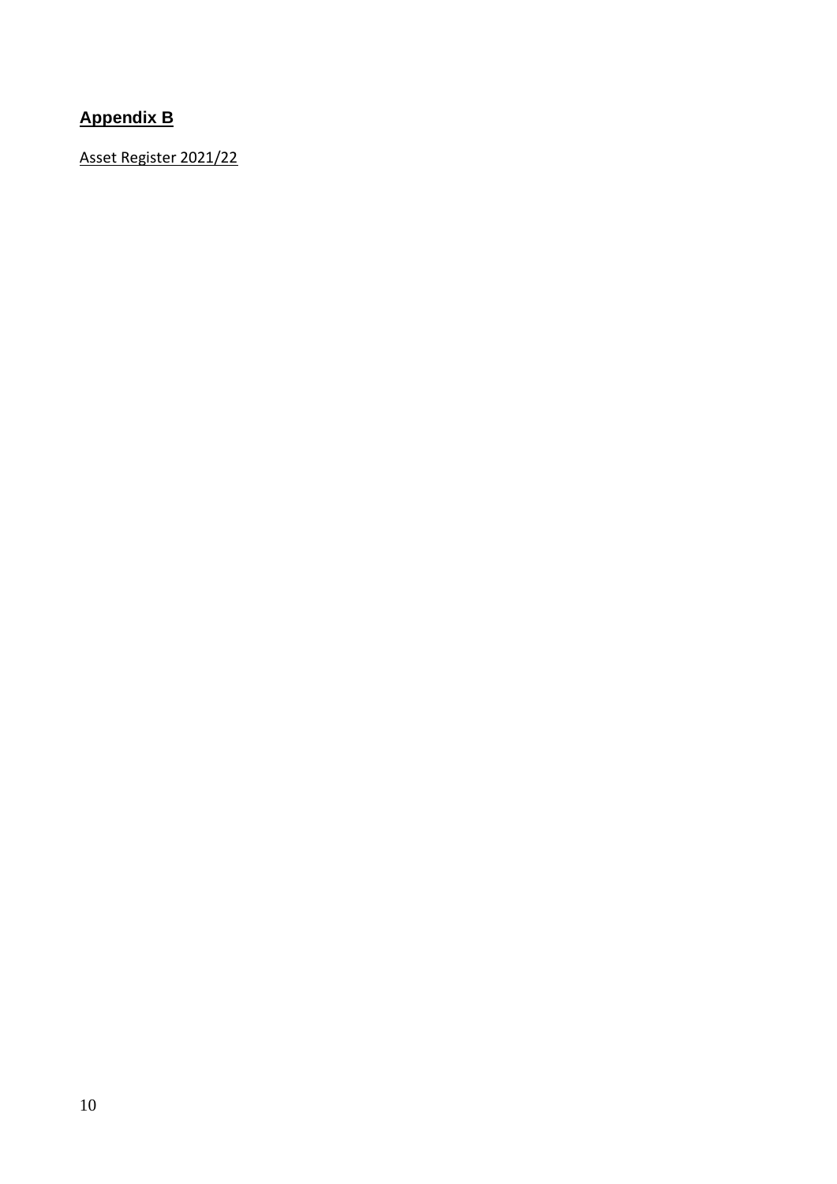## Appendix B

Asset Register 2021/22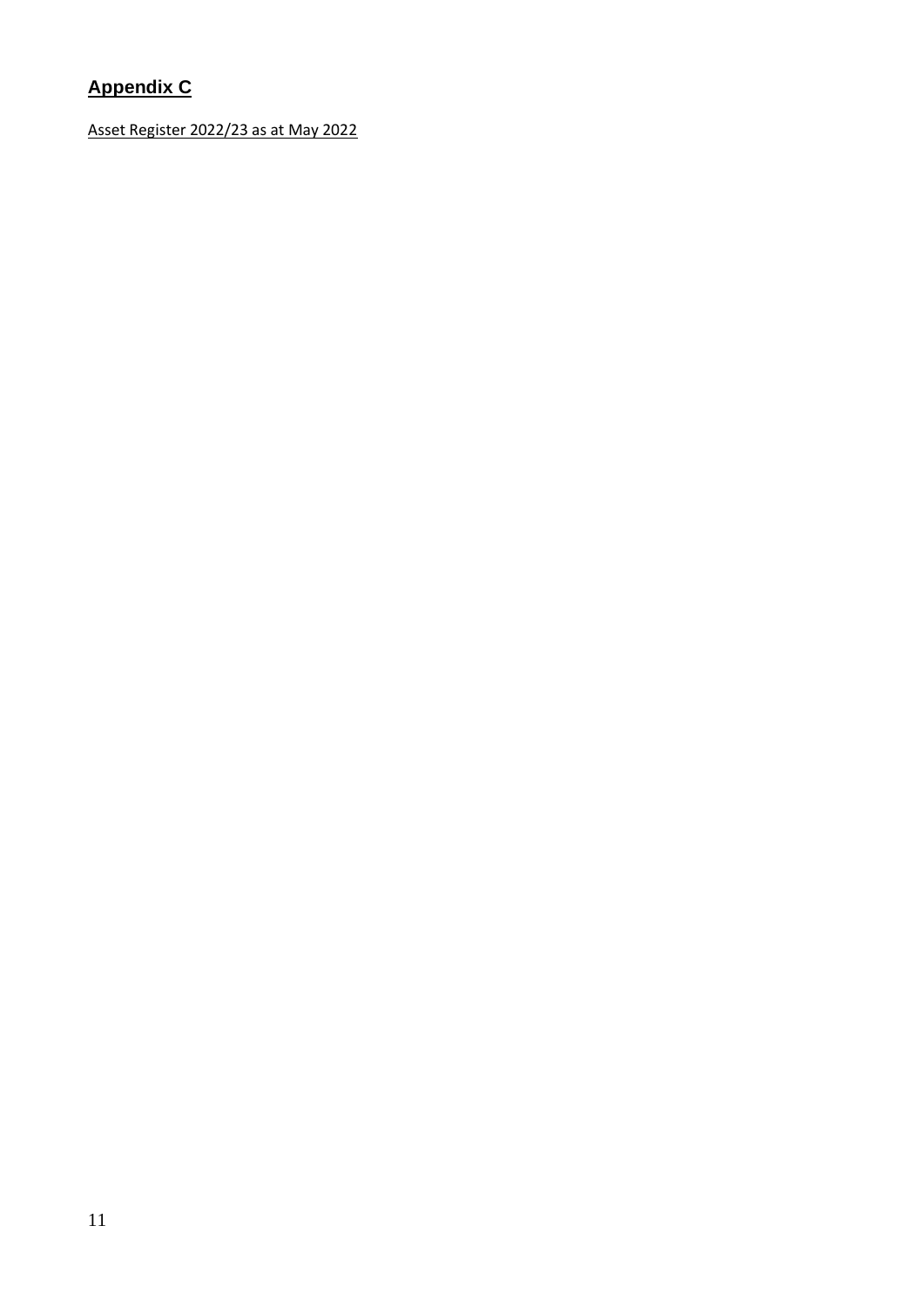## Appendix C

Asset Register 2022/23 as at May 2022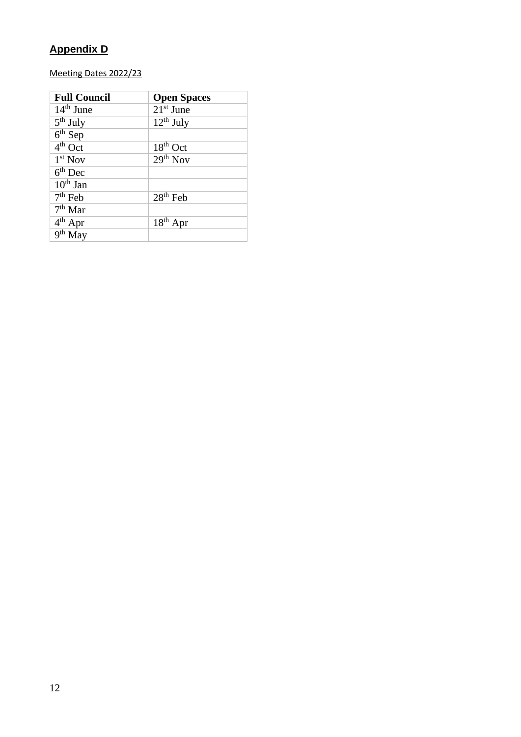## Appendix D

Meeting Dates 2022/23

| **Full Council** | **Open Spaces** |
| --- | --- |
| 14th June | 21st June |
| 5th July | 12th July |
| 6th Sep | |
| 4th Oct | 18th Oct |
| 1st Nov | 29th Nov |
| 6th Dec | |
| 10th Jan | |
| 7th Feb | 28th Feb |
| 7th Mar | |
| 4th Apr | 18th Apr |
| 9th May | |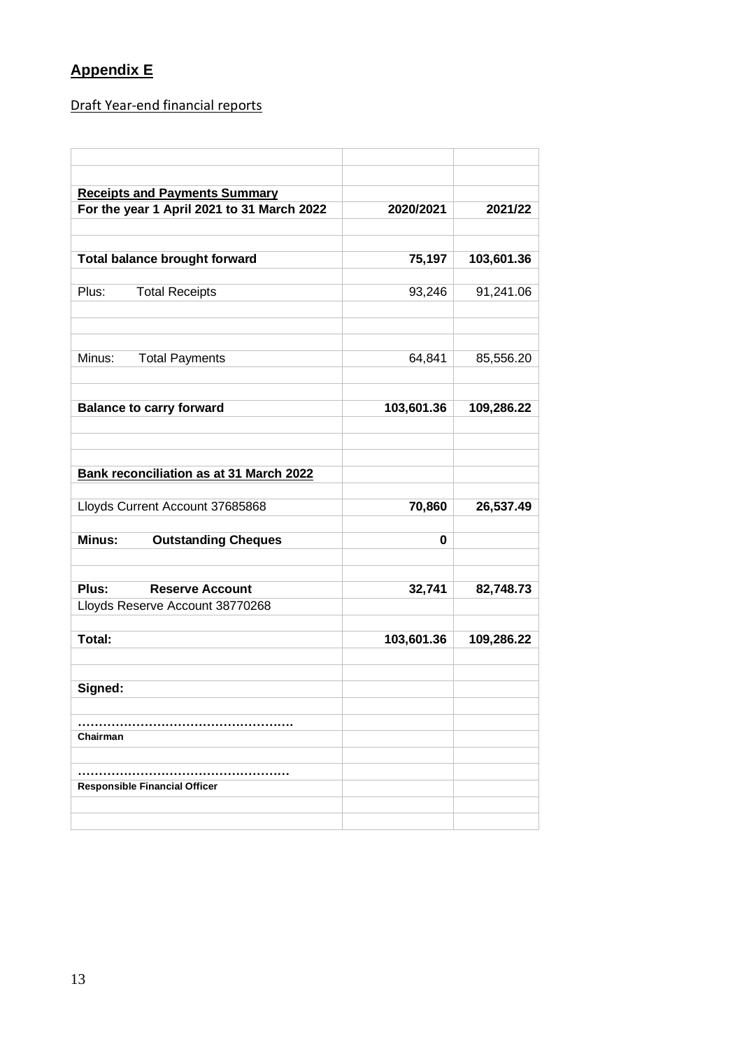## **Appendix E**

Draft Year-end financial reports

| | | |
|---|---|---|
| **Receipts and Payments Summary** | | |
| **For the year 1 April 2021 to 31 March 2022** | **2020/2021** | **2021/22** |
| **Total balance brought forward** | **75,197** | **103,601.36** |
| Plus: Total Receipts | 93,246 | 91,241.06 |
| Minus: Total Payments | 64,841 | 85,556.20 |
| **Balance to carry forward** | **103,601.36** | **109,286.22** |
| **Bank reconciliation as at 31 March 2022** | | |
| Lloyds Current Account 37685868 | **70,860** | **26,537.49** |
| **Minus: Outstanding Cheques** | **0** | |
| **Plus: Reserve Account** | **32,741** | **82,748.73** |
| Lloyds Reserve Account 38770268 | | |
| **Total:** | **103,601.36** | **109,286.22** |
| **Signed:** | | |
| …………………………………………… | | |
| **Chairman** | | |
| …………………………………………… | | |
| **Responsible Financial Officer** | | |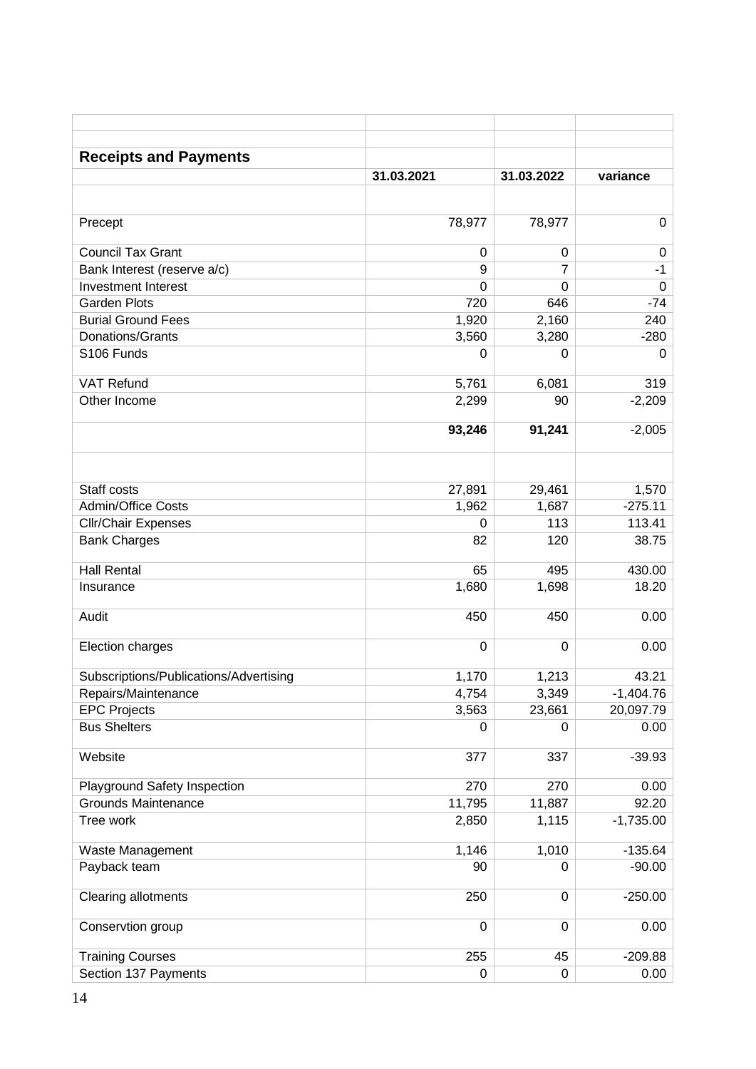| Receipts and Payments | | | |
|---|---|---|---|
| | 31.03.2021 | 31.03.2022 | variance |
| | | | |
| Precept | 78,977 | 78,977 | 0 |
| Council Tax Grant | 0 | 0 | 0 |
| Bank Interest (reserve a/c) | 9 | 7 | -1 |
| Investment Interest | 0 | 0 | 0 |
| Garden Plots | 720 | 646 | -74 |
| Burial Ground Fees | 1,920 | 2,160 | 240 |
| Donations/Grants | 3,560 | 3,280 | -280 |
| S106 Funds | 0 | 0 | 0 |
| VAT Refund | 5,761 | 6,081 | 319 |
| Other Income | 2,299 | 90 | -2,209 |
| | **93,246** | **91,241** | -2,005 |
| | | | |
| Staff costs | 27,891 | 29,461 | 1,570 |
| Admin/Office Costs | 1,962 | 1,687 | -275.11 |
| Cllr/Chair Expenses | 0 | 113 | 113.41 |
| Bank Charges | 82 | 120 | 38.75 |
| Hall Rental | 65 | 495 | 430.00 |
| Insurance | 1,680 | 1,698 | 18.20 |
| Audit | 450 | 450 | 0.00 |
| Election charges | 0 | 0 | 0.00 |
| Subscriptions/Publications/Advertising | 1,170 | 1,213 | 43.21 |
| Repairs/Maintenance | 4,754 | 3,349 | -1,404.76 |
| EPC Projects | 3,563 | 23,661 | 20,097.79 |
| Bus Shelters | 0 | 0 | 0.00 |
| Website | 377 | 337 | -39.93 |
| Playground Safety Inspection | 270 | 270 | 0.00 |
| Grounds Maintenance | 11,795 | 11,887 | 92.20 |
| Tree work | 2,850 | 1,115 | -1,735.00 |
| Waste Management | 1,146 | 1,010 | -135.64 |
| Payback team | 90 | 0 | -90.00 |
| Clearing allotments | 250 | 0 | -250.00 |
| Conservtion group | 0 | 0 | 0.00 |
| Training Courses | 255 | 45 | -209.88 |
| Section 137 Payments | 0 | 0 | 0.00 |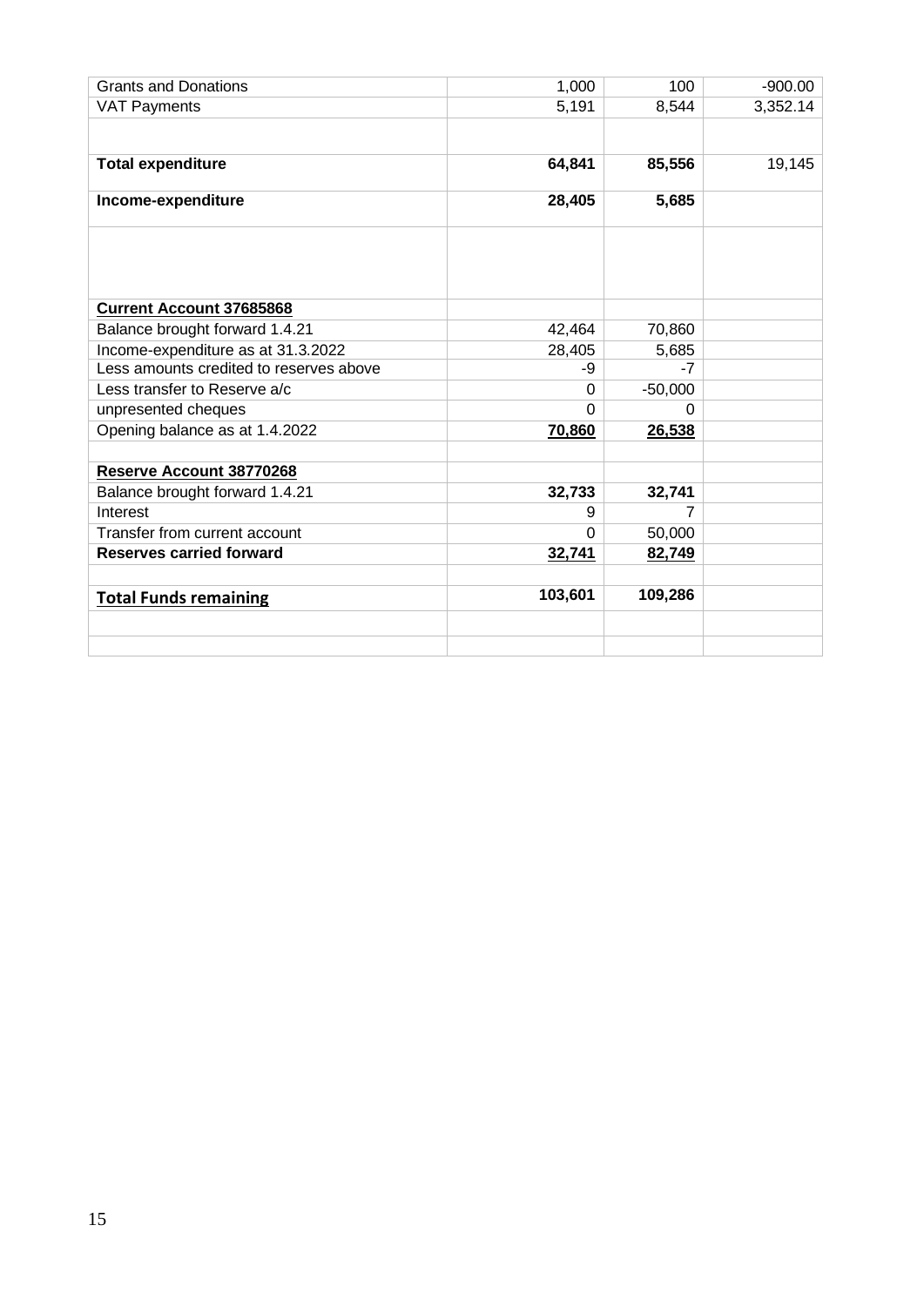| | | | |
|---|---|---|---|
| Grants and Donations | 1,000 | 100 | -900.00 |
| VAT Payments | 5,191 | 8,544 | 3,352.14 |
| | | | |
| **Total expenditure** | **64,841** | **85,556** | 19,145 |
| **Income-expenditure** | **28,405** | **5,685** | |
| | | | |
| **Current Account 37685868** | | | |
| Balance brought forward 1.4.21 | 42,464 | 70,860 | |
| Income-expenditure as at 31.3.2022 | 28,405 | 5,685 | |
| Less amounts credited to reserves above | -9 | -7 | |
| Less transfer to Reserve a/c | 0 | -50,000 | |
| unpresented cheques | 0 | 0 | |
| Opening balance as at 1.4.2022 | **70,860** | **26,538** | |
| | | | |
| **Reserve Account 38770268** | | | |
| Balance brought forward 1.4.21 | **32,733** | **32,741** | |
| Interest | 9 | 7 | |
| Transfer from current account | 0 | 50,000 | |
| **Reserves carried forward** | **32,741** | **82,749** | |
| | | | |
| **Total Funds remaining** | **103,601** | **109,286** | |
| | | | |
| | | | |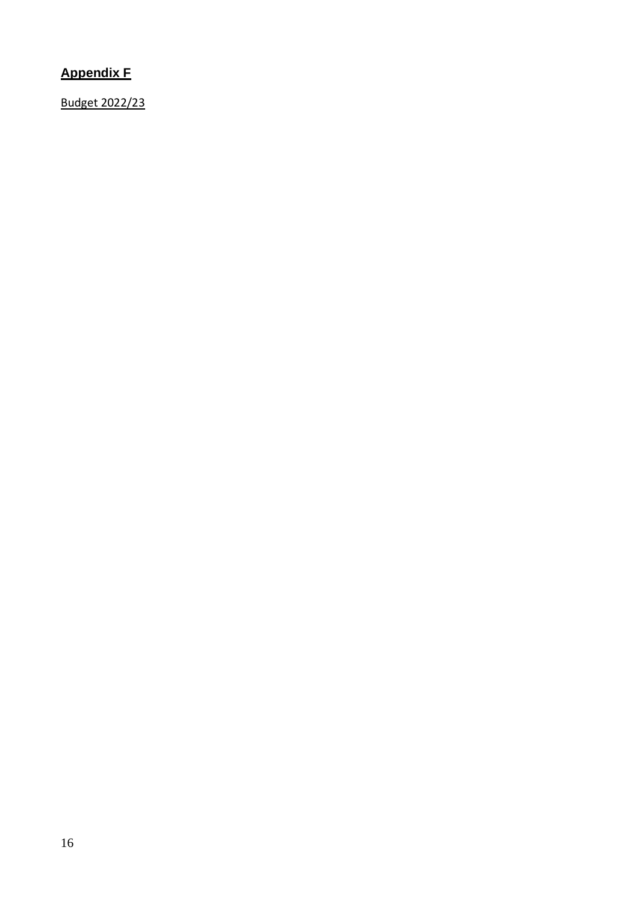## Appendix F

Budget 2022/23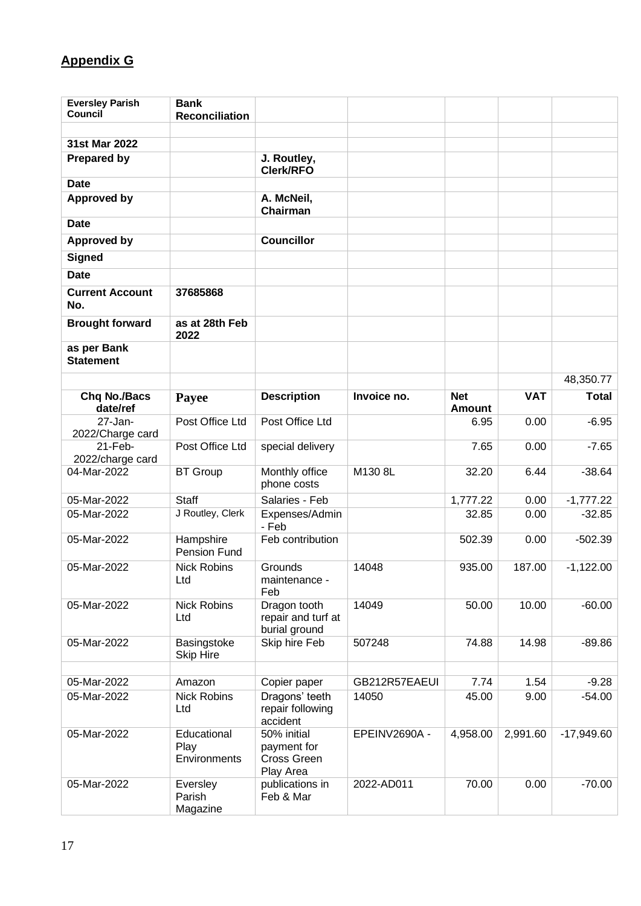## Appendix G

| Eversley Parish Council | Bank Reconciliation | | | | | |
|---|---|---|---|---|---|---|
| | | | | | | |
| **31st Mar 2022** | | | | | | |
| **Prepared by** | | **J. Routley, Clerk/RFO** | | | | |
| **Date** | | | | | | |
| **Approved by** | | **A. McNeil, Chairman** | | | | |
| **Date** | | | | | | |
| **Approved by** | | **Councillor** | | | | |
| **Signed** | | | | | | |
| **Date** | | | | | | |
| **Current Account No.** | **37685868** | | | | | |
| **Brought forward** | **as at 28th Feb 2022** | | | | | |
| **as per Bank Statement** | | | | | | |
| | | | | | | 48,350.77 |
| **Chq No./Bacs date/ref** | **Payee** | **Description** | **Invoice no.** | **Net Amount** | **VAT** | **Total** |
| 27-Jan-2022/Charge card | Post Office Ltd | Post Office Ltd | | 6.95 | 0.00 | -6.95 |
| 21-Feb-2022/charge card | Post Office Ltd | special delivery | | 7.65 | 0.00 | -7.65 |
| 04-Mar-2022 | BT Group | Monthly office phone costs | M130 8L | 32.20 | 6.44 | -38.64 |
| 05-Mar-2022 | Staff | Salaries - Feb | | 1,777.22 | 0.00 | -1,777.22 |
| 05-Mar-2022 | J Routley, Clerk | Expenses/Admin - Feb | | 32.85 | 0.00 | -32.85 |
| 05-Mar-2022 | Hampshire Pension Fund | Feb contribution | | 502.39 | 0.00 | -502.39 |
| 05-Mar-2022 | Nick Robins Ltd | Grounds maintenance - Feb | 14048 | 935.00 | 187.00 | -1,122.00 |
| 05-Mar-2022 | Nick Robins Ltd | Dragon tooth repair and turf at burial ground | 14049 | 50.00 | 10.00 | -60.00 |
| 05-Mar-2022 | Basingstoke Skip Hire | Skip hire Feb | 507248 | 74.88 | 14.98 | -89.86 |
| | | | | | | |
| 05-Mar-2022 | Amazon | Copier paper | GB212R57EAEUI | 7.74 | 1.54 | -9.28 |
| 05-Mar-2022 | Nick Robins Ltd | Dragons' teeth repair following accident | 14050 | 45.00 | 9.00 | -54.00 |
| 05-Mar-2022 | Educational Play Environments | 50% initial payment for Cross Green Play Area | EPEINV2690A - | 4,958.00 | 2,991.60 | -17,949.60 |
| 05-Mar-2022 | Eversley Parish Magazine | publications in Feb & Mar | 2022-AD011 | 70.00 | 0.00 | -70.00 |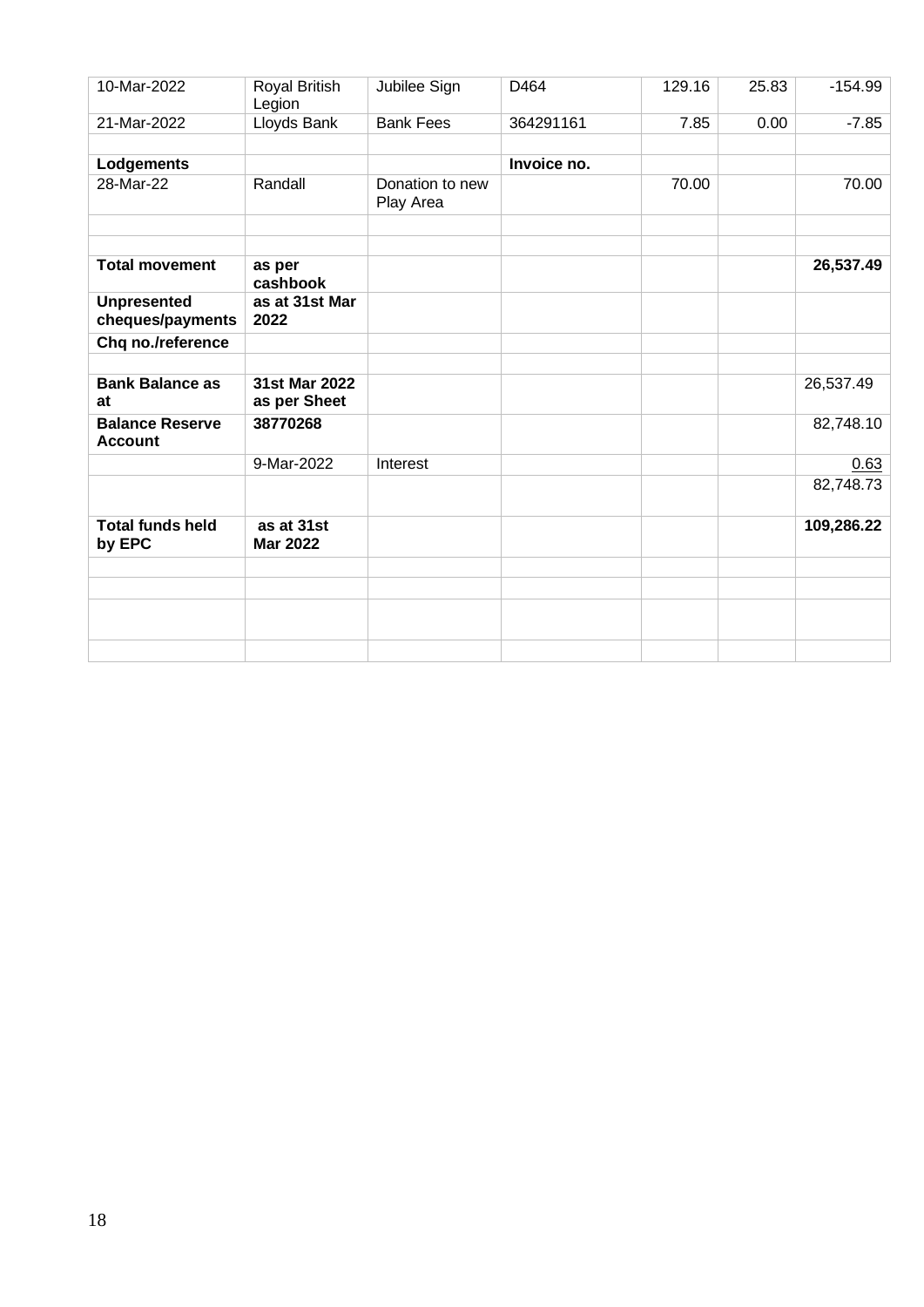| 10-Mar-2022 | Royal British Legion | Jubilee Sign | D464 | 129.16 | 25.83 | -154.99 |
|---|---|---|---|---|---|---|
| 21-Mar-2022 | Lloyds Bank | Bank Fees | 364291161 | 7.85 | 0.00 | -7.85 |
| | | | | | | |
| **Lodgements** | | | **Invoice no.** | | | |
| 28-Mar-22 | Randall | Donation to new Play Area | | 70.00 | | 70.00 |
| | | | | | | |
| | | | | | | |
| **Total movement** | **as per cashbook** | | | | | **26,537.49** |
| **Unpresented cheques/payments** | **as at 31st Mar 2022** | | | | | |
| **Chq no./reference** | | | | | | |
| | | | | | | |
| **Bank Balance as at** | **31st Mar 2022 as per Sheet** | | | | | 26,537.49 |
| **Balance Reserve Account** | **38770268** | | | | | 82,748.10 |
| | 9-Mar-2022 | Interest | | | | 0.63 |
| | | | | | | 82,748.73 |
| **Total funds held by EPC** | **as at 31st Mar 2022** | | | | | **109,286.22** |
| | | | | | | |
| | | | | | | |
| | | | | | | |
| | | | | | | |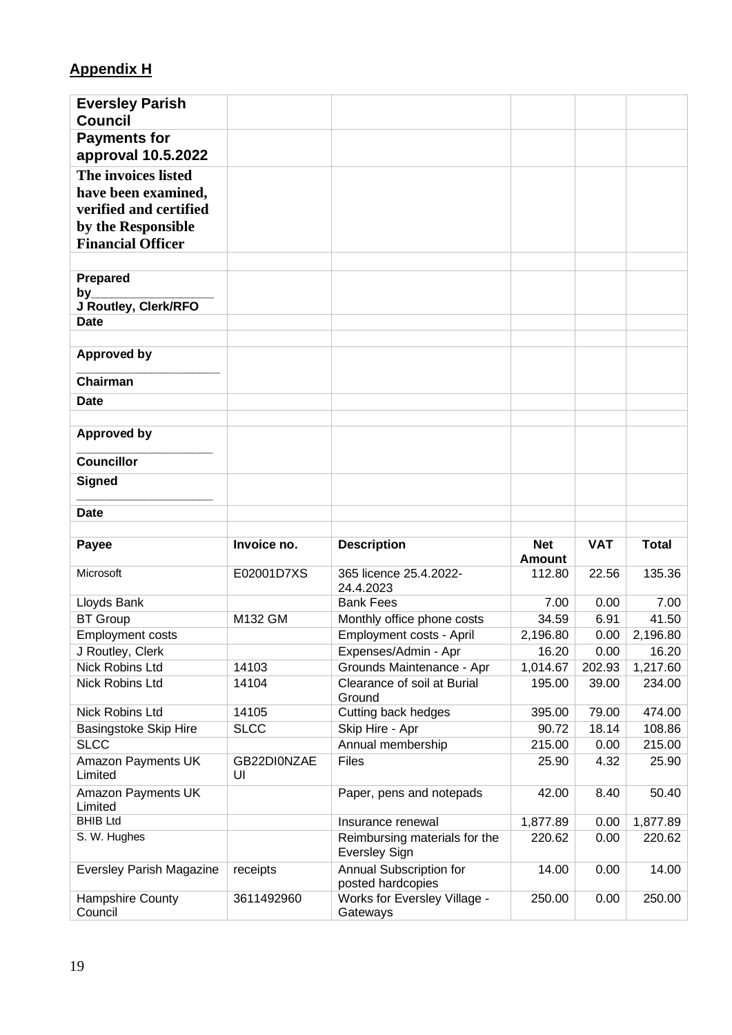## Appendix H

| **Eversley Parish Council** | | | | | |
|---|---|---|---|---|---|
| **Payments for approval 10.5.2022** | | | | | |
| **The invoices listed have been examined, verified and certified by the Responsible Financial Officer** | | | | | |
| | | | | | |
| **Prepared by__________________ J Routley, Clerk/RFO** | | | | | |
| **Date** | | | | | |
| | | | | | |
| **Approved by ____________________ Chairman** | | | | | |
| **Date** | | | | | |
| | | | | | |
| **Approved by ____________________ Councillor** | | | | | |
| **Signed ____________________** | | | | | |
| **Date** | | | | | |
| | | | | | |
| **Payee** | **Invoice no.** | **Description** | **Net Amount** | **VAT** | **Total** |
| Microsoft | E02001D7XS | 365 licence 25.4.2022-24.4.2023 | 112.80 | 22.56 | 135.36 |
| Lloyds Bank | | Bank Fees | 7.00 | 0.00 | 7.00 |
| BT Group | M132 GM | Monthly office phone costs | 34.59 | 6.91 | 41.50 |
| Employment costs | | Employment costs - April | 2,196.80 | 0.00 | 2,196.80 |
| J Routley, Clerk | | Expenses/Admin - Apr | 16.20 | 0.00 | 16.20 |
| Nick Robins Ltd | 14103 | Grounds Maintenance - Apr | 1,014.67 | 202.93 | 1,217.60 |
| Nick Robins Ltd | 14104 | Clearance of soil at Burial Ground | 195.00 | 39.00 | 234.00 |
| Nick Robins Ltd | 14105 | Cutting back hedges | 395.00 | 79.00 | 474.00 |
| Basingstoke Skip Hire | SLCC | Skip Hire - Apr | 90.72 | 18.14 | 108.86 |
| SLCC | | Annual membership | 215.00 | 0.00 | 215.00 |
| Amazon Payments UK Limited | GB22DI0NZAEUI | Files | 25.90 | 4.32 | 25.90 |
| Amazon Payments UK Limited | | Paper, pens and notepads | 42.00 | 8.40 | 50.40 |
| BHIB Ltd | | Insurance renewal | 1,877.89 | 0.00 | 1,877.89 |
| S. W. Hughes | | Reimbursing materials for the Eversley Sign | 220.62 | 0.00 | 220.62 |
| Eversley Parish Magazine | receipts | Annual Subscription for posted hardcopies | 14.00 | 0.00 | 14.00 |
| Hampshire County Council | 3611492960 | Works for Eversley Village - Gateways | 250.00 | 0.00 | 250.00 |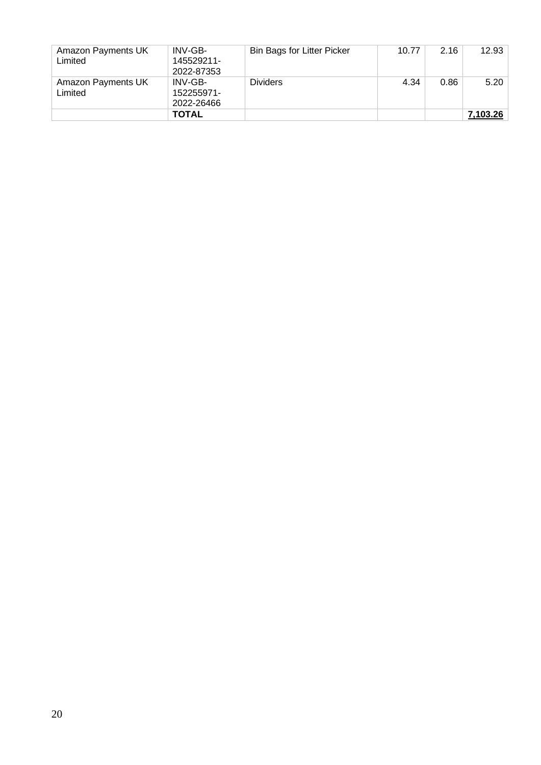| | | | | | |
|---|---|---|---|---|---|
| Amazon Payments UK Limited | INV-GB-145529211-2022-87353 | Bin Bags for Litter Picker | 10.77 | 2.16 | 12.93 |
| Amazon Payments UK Limited | INV-GB-152255971-2022-26466 | Dividers | 4.34 | 0.86 | 5.20 |
| | **TOTAL** | | | | **7,103.26** |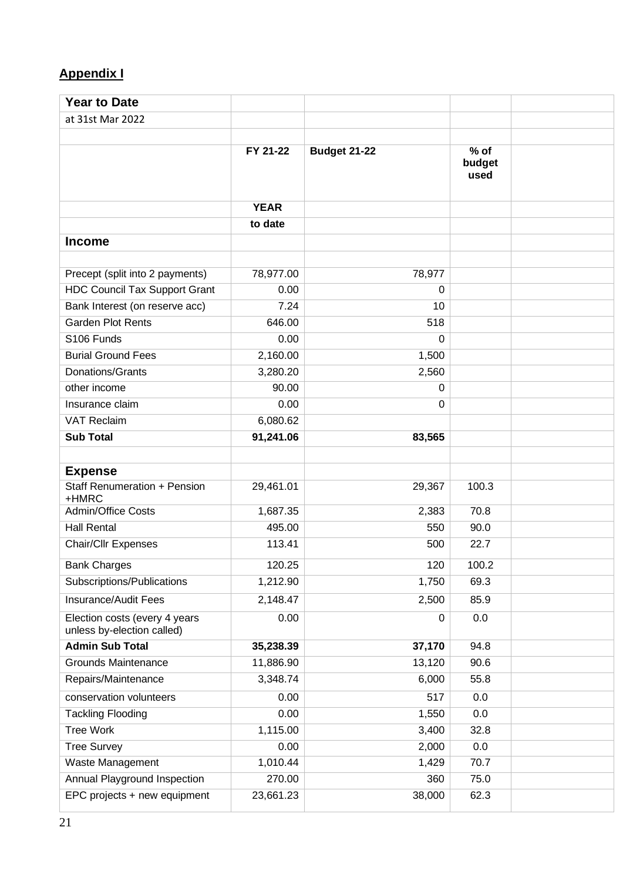## Appendix I

| Year to Date | | | | |
|---|---|---|---|---|
| at 31st Mar 2022 | | | | |
| | | | | |
| | FY 21-22 | Budget 21-22 | % of budget used | |
| | YEAR | | | |
| | to date | | | |
| **Income** | | | | |
| | | | | |
| Precept (split into 2 payments) | 78,977.00 | 78,977 | | |
| HDC Council Tax Support Grant | 0.00 | 0 | | |
| Bank Interest (on reserve acc) | 7.24 | 10 | | |
| Garden Plot Rents | 646.00 | 518 | | |
| S106 Funds | 0.00 | 0 | | |
| Burial Ground Fees | 2,160.00 | 1,500 | | |
| Donations/Grants | 3,280.20 | 2,560 | | |
| other income | 90.00 | 0 | | |
| Insurance claim | 0.00 | 0 | | |
| VAT Reclaim | 6,080.62 | | | |
| **Sub Total** | **91,241.06** | **83,565** | | |
| | | | | |
| **Expense** | | | | |
| Staff Renumeration + Pension +HMRC | 29,461.01 | 29,367 | 100.3 | |
| Admin/Office Costs | 1,687.35 | 2,383 | 70.8 | |
| Hall Rental | 495.00 | 550 | 90.0 | |
| Chair/Cllr Expenses | 113.41 | 500 | 22.7 | |
| Bank Charges | 120.25 | 120 | 100.2 | |
| Subscriptions/Publications | 1,212.90 | 1,750 | 69.3 | |
| Insurance/Audit Fees | 2,148.47 | 2,500 | 85.9 | |
| Election costs (every 4 years unless by-election called) | 0.00 | 0 | 0.0 | |
| **Admin Sub Total** | **35,238.39** | **37,170** | 94.8 | |
| Grounds Maintenance | 11,886.90 | 13,120 | 90.6 | |
| Repairs/Maintenance | 3,348.74 | 6,000 | 55.8 | |
| conservation volunteers | 0.00 | 517 | 0.0 | |
| Tackling Flooding | 0.00 | 1,550 | 0.0 | |
| Tree Work | 1,115.00 | 3,400 | 32.8 | |
| Tree Survey | 0.00 | 2,000 | 0.0 | |
| Waste Management | 1,010.44 | 1,429 | 70.7 | |
| Annual Playground Inspection | 270.00 | 360 | 75.0 | |
| EPC projects + new equipment | 23,661.23 | 38,000 | 62.3 | |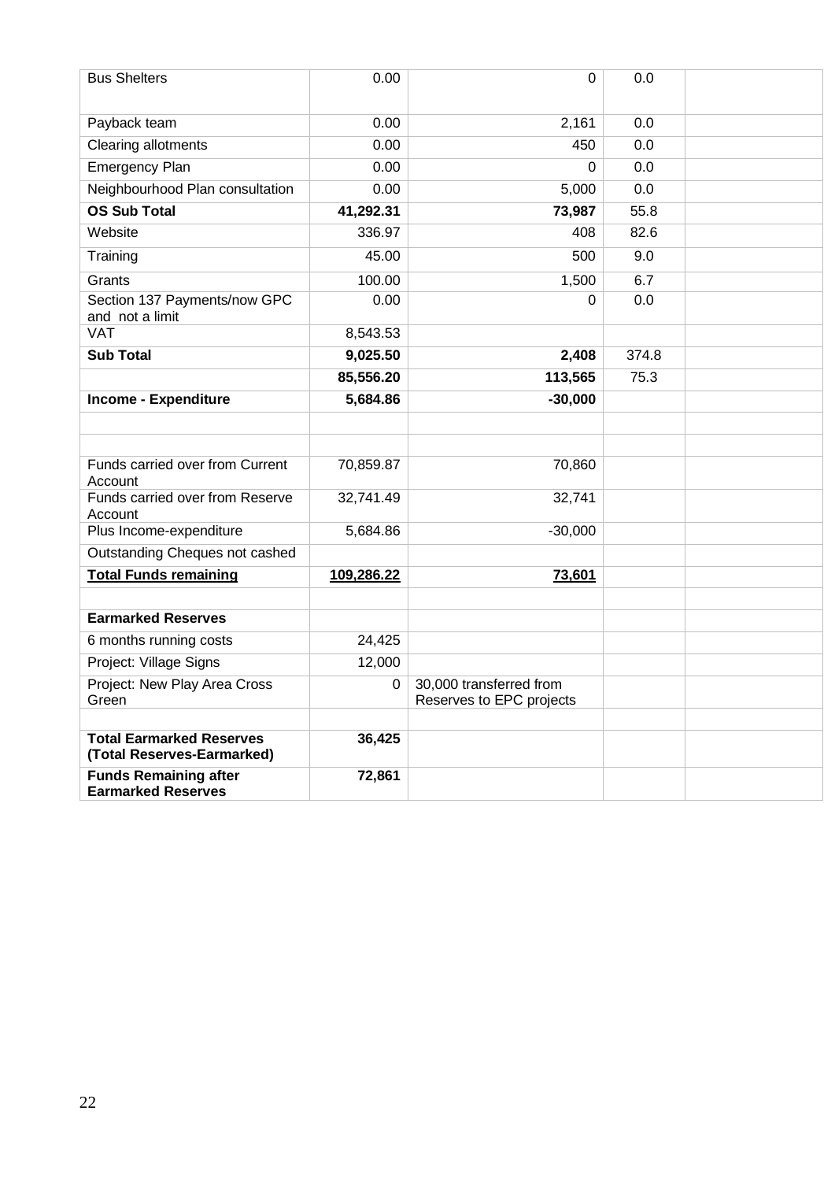| | | | | |
|---|---|---|---|---|
| Bus Shelters | 0.00 | 0 | 0.0 | |
| Payback team | 0.00 | 2,161 | 0.0 | |
| Clearing allotments | 0.00 | 450 | 0.0 | |
| Emergency Plan | 0.00 | 0 | 0.0 | |
| Neighbourhood Plan consultation | 0.00 | 5,000 | 0.0 | |
| **OS Sub Total** | **41,292.31** | **73,987** | 55.8 | |
| Website | 336.97 | 408 | 82.6 | |
| Training | 45.00 | 500 | 9.0 | |
| Grants | 100.00 | 1,500 | 6.7 | |
| Section 137 Payments/now GPC and not a limit | 0.00 | 0 | 0.0 | |
| VAT | 8,543.53 | | | |
| **Sub Total** | **9,025.50** | **2,408** | 374.8 | |
| | **85,556.20** | **113,565** | 75.3 | |
| **Income - Expenditure** | **5,684.86** | **-30,000** | | |
| | | | | |
| | | | | |
| Funds carried over from Current Account | 70,859.87 | 70,860 | | |
| Funds carried over from Reserve Account | 32,741.49 | 32,741 | | |
| Plus Income-expenditure | 5,684.86 | -30,000 | | |
| Outstanding Cheques not cashed | | | | |
| **Total Funds remaining** | **109,286.22** | **73,601** | | |
| | | | | |
| **Earmarked Reserves** | | | | |
| 6 months running costs | 24,425 | | | |
| Project: Village Signs | 12,000 | | | |
| Project: New Play Area Cross Green | 0 | 30,000 transferred from Reserves to EPC projects | | |
| | | | | |
| **Total Earmarked Reserves (Total Reserves-Earmarked)** | **36,425** | | | |
| **Funds Remaining after Earmarked Reserves** | **72,861** | | | |